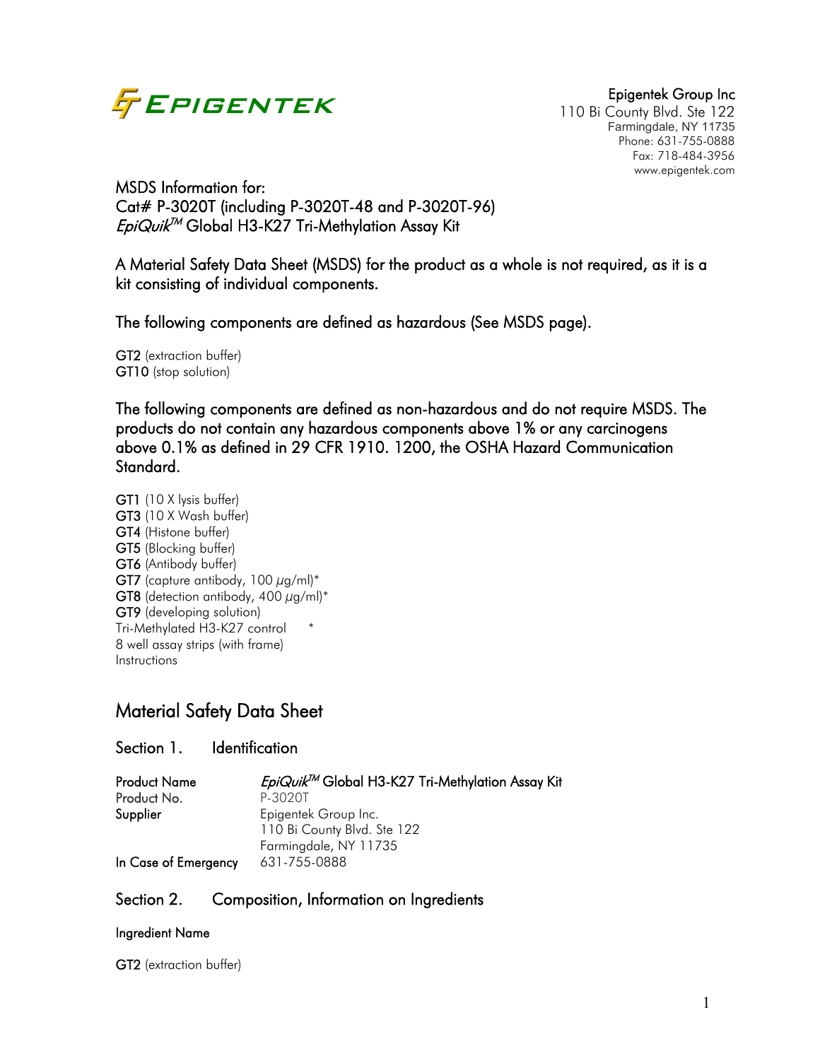EPIGENTEK

**Epigentek Group Inc**
110 Bi County Blvd. Ste 122
Farmingdale, NY 11735
Phone: 631-755-0888
Fax: 718-484-3956
www.epigentek.com

MSDS Information for:
Cat# P-3020T (including P-3020T-48 and P-3020T-96)
*EpiQuik*™ Global H3-K27 Tri-Methylation Assay Kit

A Material Safety Data Sheet (MSDS) for the product as a whole is not required, as it is a kit consisting of individual components.

The following components are defined as hazardous (See MSDS page).

**GT2** (extraction buffer)
**GT10** (stop solution)

The following components are defined as non-hazardous and do not require MSDS. The products do not contain any hazardous components above 1% or any carcinogens above 0.1% as defined in 29 CFR 1910. 1200, the OSHA Hazard Communication Standard.

**GT1** (10 X lysis buffer)
**GT3** (10 X Wash buffer)
**GT4** (Histone buffer)
**GT5** (Blocking buffer)
**GT6** (Antibody buffer)
**GT7** (capture antibody, 100 µg/ml)*
**GT8** (detection antibody, 400 µg/ml)*
**GT9** (developing solution)
Tri-Methylated H3-K27 control *
8 well assay strips (with frame)
Instructions

# Material Safety Data Sheet

## Section 1. Identification

| | |
|---|---|
| **Product Name** | *EpiQuik*™ Global H3-K27 Tri-Methylation Assay Kit |
| **Product No.** | P-3020T |
| **Supplier** | Epigentek Group Inc.<br>110 Bi County Blvd. Ste 122<br>Farmingdale, NY 11735 |
| **In Case of Emergency** | 631-755-0888 |

## Section 2. Composition, Information on Ingredients

**Ingredient Name**

**GT2** (extraction buffer)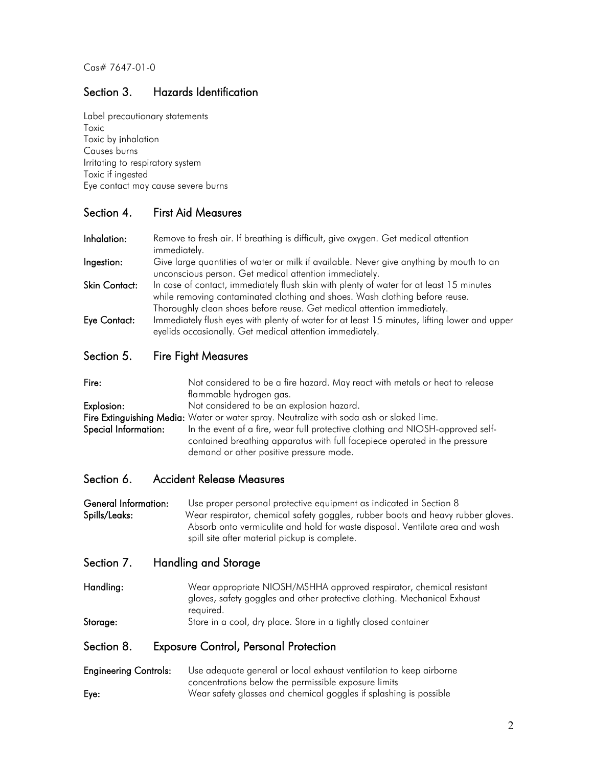Cas# 7647-01-0

## Section 3. Hazards Identification

Label precautionary statements
Toxic
Toxic by inhalation
Causes burns
Irritating to respiratory system
Toxic if ingested
Eye contact may cause severe burns

## Section 4. First Aid Measures

**Inhalation:** Remove to fresh air. If breathing is difficult, give oxygen. Get medical attention immediately.

**Ingestion:** Give large quantities of water or milk if available. Never give anything by mouth to an unconscious person. Get medical attention immediately.

**Skin Contact:** In case of contact, immediately flush skin with plenty of water for at least 15 minutes while removing contaminated clothing and shoes. Wash clothing before reuse. Thoroughly clean shoes before reuse. Get medical attention immediately.

**Eye Contact:** Immediately flush eyes with plenty of water for at least 15 minutes, lifting lower and upper eyelids occasionally. Get medical attention immediately.

## Section 5. Fire Fight Measures

**Fire:** Not considered to be a fire hazard. May react with metals or heat to release flammable hydrogen gas.

**Explosion:** Not considered to be an explosion hazard.

**Fire Extinguishing Media:** Water or water spray. Neutralize with soda ash or slaked lime.

**Special Information:** In the event of a fire, wear full protective clothing and NIOSH-approved self-contained breathing apparatus with full facepiece operated in the pressure demand or other positive pressure mode.

## Section 6. Accident Release Measures

**General Information:** Use proper personal protective equipment as indicated in Section 8

**Spills/Leaks:** Wear respirator, chemical safety goggles, rubber boots and heavy rubber gloves. Absorb onto vermiculite and hold for waste disposal. Ventilate area and wash spill site after material pickup is complete.

## Section 7. Handling and Storage

**Handling:** Wear appropriate NIOSH/MSHHA approved respirator, chemical resistant gloves, safety goggles and other protective clothing. Mechanical Exhaust required.

**Storage:** Store in a cool, dry place. Store in a tightly closed container

## Section 8. Exposure Control, Personal Protection

**Engineering Controls:** Use adequate general or local exhaust ventilation to keep airborne concentrations below the permissible exposure limits

**Eye:** Wear safety glasses and chemical goggles if splashing is possible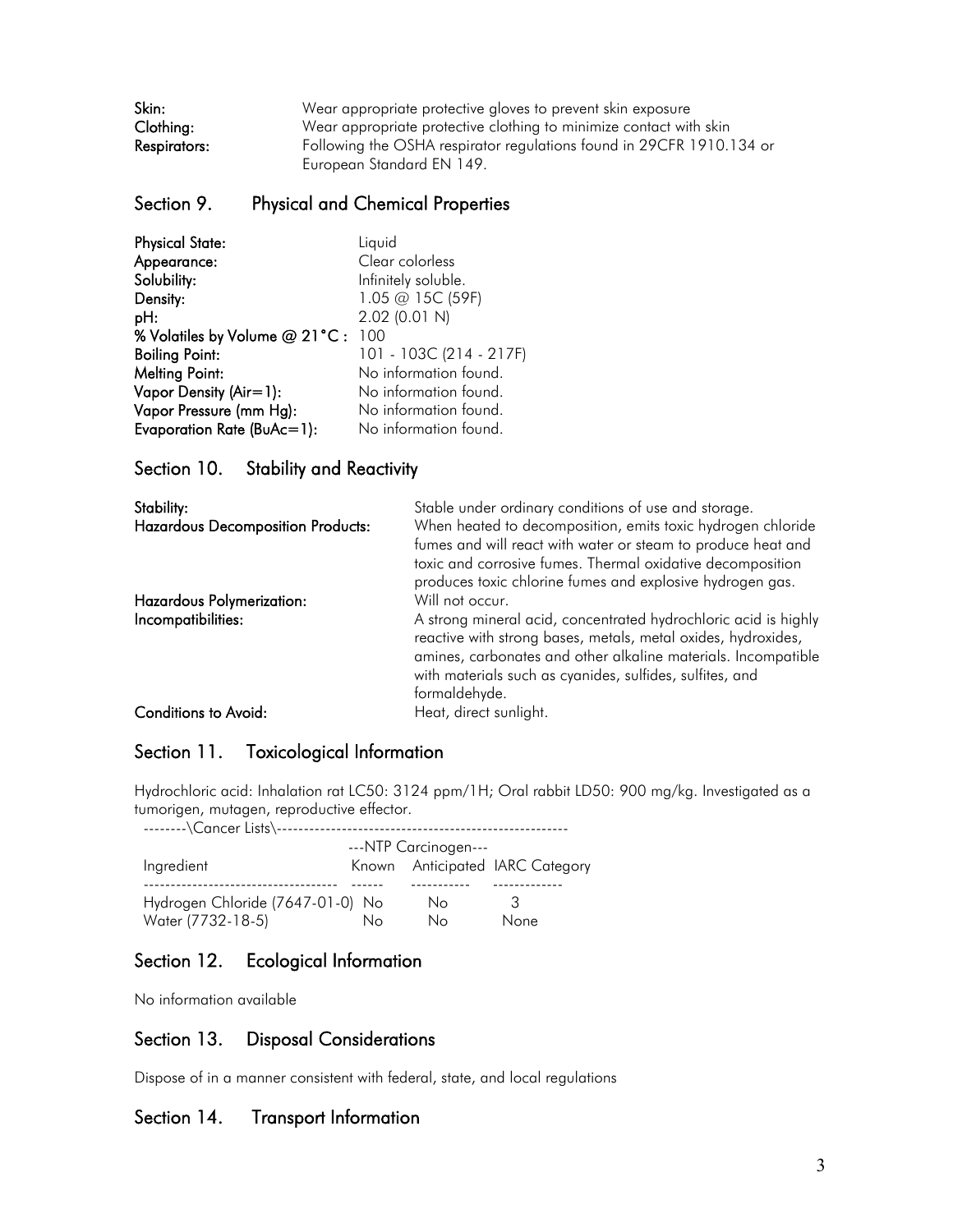| | |
|---|---|
| **Skin:** | Wear appropriate protective gloves to prevent skin exposure |
| **Clothing:** | Wear appropriate protective clothing to minimize contact with skin |
| **Respirators:** | Following the OSHA respirator regulations found in 29CFR 1910.134 or European Standard EN 149. |

## Section 9. Physical and Chemical Properties

| | |
|---|---|
| **Physical State:** | Liquid |
| **Appearance:** | Clear colorless |
| **Solubility:** | Infinitely soluble. |
| **Density:** | 1.05 @ 15C (59F) |
| **pH:** | 2.02 (0.01 N) |
| **% Volatiles by Volume @ 21°C :** | 100 |
| **Boiling Point:** | 101 - 103C (214 - 217F) |
| **Melting Point:** | No information found. |
| **Vapor Density (Air=1):** | No information found. |
| **Vapor Pressure (mm Hg):** | No information found. |
| **Evaporation Rate (BuAc=1):** | No information found. |

## Section 10. Stability and Reactivity

| | |
|---|---|
| **Stability:** | Stable under ordinary conditions of use and storage. |
| **Hazardous Decomposition Products:** | When heated to decomposition, emits toxic hydrogen chloride fumes and will react with water or steam to produce heat and toxic and corrosive fumes. Thermal oxidative decomposition produces toxic chlorine fumes and explosive hydrogen gas. |
| **Hazardous Polymerization:** | Will not occur. |
| **Incompatibilities:** | A strong mineral acid, concentrated hydrochloric acid is highly reactive with strong bases, metals, metal oxides, hydroxides, amines, carbonates and other alkaline materials. Incompatible with materials such as cyanides, sulfides, sulfites, and formaldehyde. |
| **Conditions to Avoid:** | Heat, direct sunlight. |

## Section 11. Toxicological Information

Hydrochloric acid: Inhalation rat LC50: 3124 ppm/1H; Oral rabbit LD50: 900 mg/kg. Investigated as a tumorigen, mutagen, reproductive effector.

--------\Cancer Lists\------------------------------------------------------

| | ---NTP Carcinogen--- | | |
|---|---|---|---|
| Ingredient | Known | Anticipated | IARC Category |
| Hydrogen Chloride (7647-01-0) | No | No | 3 |
| Water (7732-18-5) | No | No | None |

## Section 12. Ecological Information

No information available

## Section 13. Disposal Considerations

Dispose of in a manner consistent with federal, state, and local regulations

## Section 14. Transport Information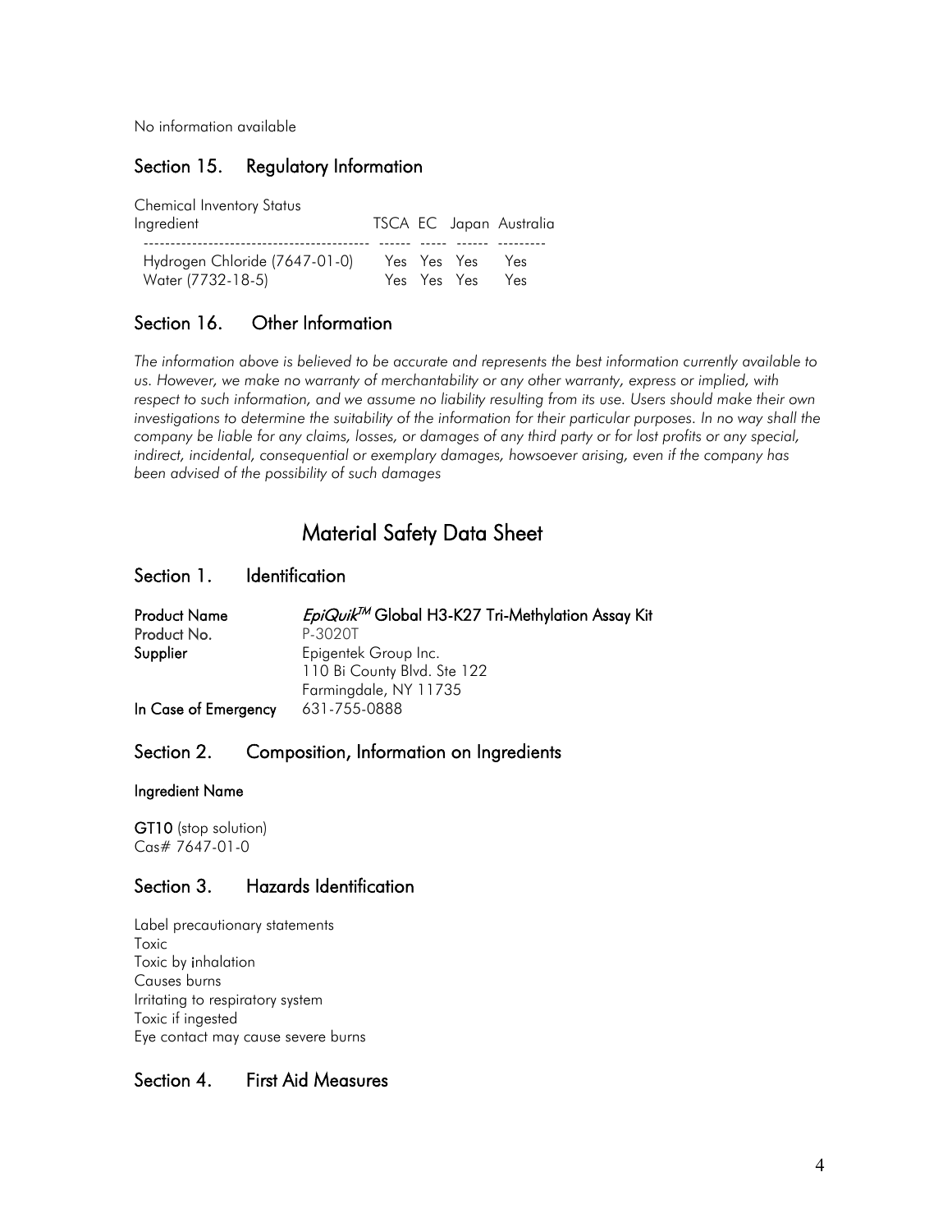No information available

## Section 15. Regulatory Information

Chemical Inventory Status

| Ingredient | TSCA | EC | Japan | Australia |
|---|---|---|---|---|
| Hydrogen Chloride (7647-01-0) | Yes | Yes | Yes | Yes |
| Water (7732-18-5) | Yes | Yes | Yes | Yes |

## Section 16. Other Information

*The information above is believed to be accurate and represents the best information currently available to us. However, we make no warranty of merchantability or any other warranty, express or implied, with respect to such information, and we assume no liability resulting from its use. Users should make their own investigations to determine the suitability of the information for their particular purposes. In no way shall the company be liable for any claims, losses, or damages of any third party or for lost profits or any special, indirect, incidental, consequential or exemplary damages, howsoever arising, even if the company has been advised of the possibility of such damages*

# Material Safety Data Sheet

## Section 1. Identification

**Product Name** *EpiQuik*$^{TM}$ **Global H3-K27 Tri-Methylation Assay Kit**
**Product No.** P-3020T
**Supplier** Epigentek Group Inc.
110 Bi County Blvd. Ste 122
Farmingdale, NY 11735
**In Case of Emergency** 631-755-0888

## Section 2. Composition, Information on Ingredients

**Ingredient Name**

**GT10** (stop solution)
Cas# 7647-01-0

## Section 3. Hazards Identification

Label precautionary statements
Toxic
Toxic by inhalation
Causes burns
Irritating to respiratory system
Toxic if ingested
Eye contact may cause severe burns

## Section 4. First Aid Measures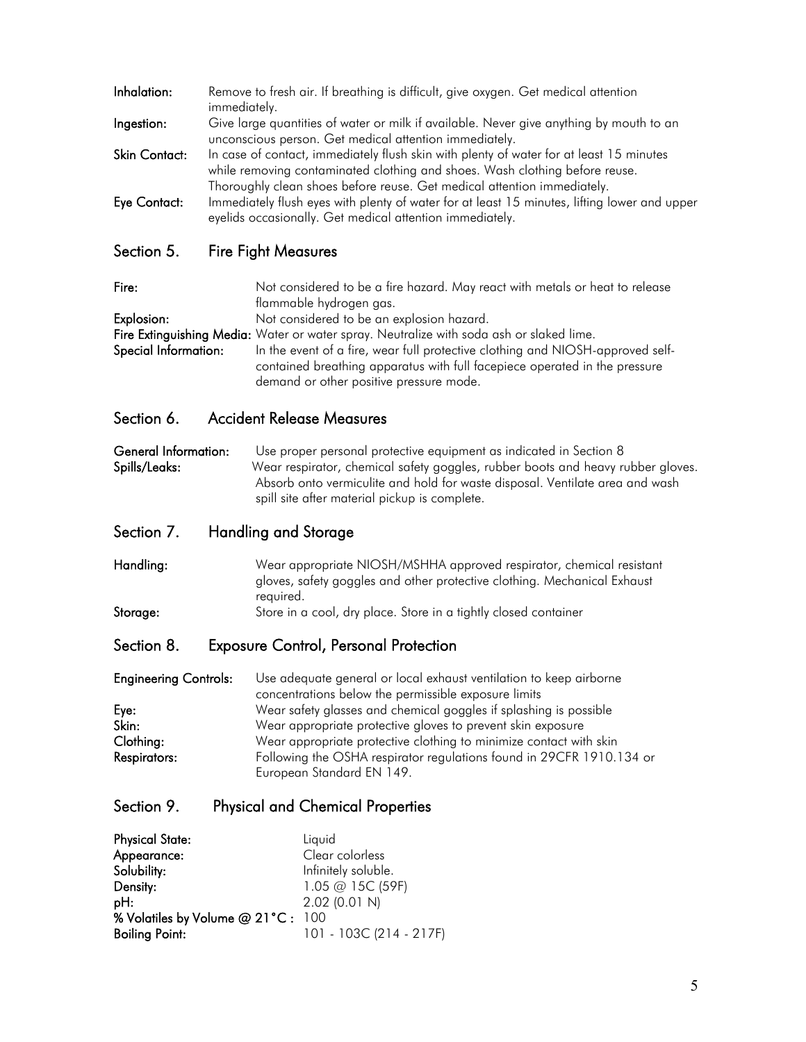**Inhalation:** Remove to fresh air. If breathing is difficult, give oxygen. Get medical attention immediately.

**Ingestion:** Give large quantities of water or milk if available. Never give anything by mouth to an unconscious person. Get medical attention immediately.

**Skin Contact:** In case of contact, immediately flush skin with plenty of water for at least 15 minutes while removing contaminated clothing and shoes. Wash clothing before reuse. Thoroughly clean shoes before reuse. Get medical attention immediately.

**Eye Contact:** Immediately flush eyes with plenty of water for at least 15 minutes, lifting lower and upper eyelids occasionally. Get medical attention immediately.

## Section 5. Fire Fight Measures

**Fire:** Not considered to be a fire hazard. May react with metals or heat to release flammable hydrogen gas.

**Explosion:** Not considered to be an explosion hazard.

**Fire Extinguishing Media:** Water or water spray. Neutralize with soda ash or slaked lime.

**Special Information:** In the event of a fire, wear full protective clothing and NIOSH-approved self-contained breathing apparatus with full facepiece operated in the pressure demand or other positive pressure mode.

## Section 6. Accident Release Measures

**General Information:** Use proper personal protective equipment as indicated in Section 8

**Spills/Leaks:** Wear respirator, chemical safety goggles, rubber boots and heavy rubber gloves. Absorb onto vermiculite and hold for waste disposal. Ventilate area and wash spill site after material pickup is complete.

## Section 7. Handling and Storage

**Handling:** Wear appropriate NIOSH/MSHHA approved respirator, chemical resistant gloves, safety goggles and other protective clothing. Mechanical Exhaust required.

**Storage:** Store in a cool, dry place. Store in a tightly closed container

## Section 8. Exposure Control, Personal Protection

**Engineering Controls:** Use adequate general or local exhaust ventilation to keep airborne concentrations below the permissible exposure limits

**Eye:** Wear safety glasses and chemical goggles if splashing is possible

**Skin:** Wear appropriate protective gloves to prevent skin exposure

**Clothing:** Wear appropriate protective clothing to minimize contact with skin

**Respirators:** Following the OSHA respirator regulations found in 29CFR 1910.134 or European Standard EN 149.

## Section 9. Physical and Chemical Properties

**Physical State:** Liquid

**Appearance:** Clear colorless

**Solubility:** Infinitely soluble.

**Density:** 1.05 @ 15C (59F)

**pH:** 2.02 (0.01 N)

**% Volatiles by Volume @ 21°C :** 100

**Boiling Point:** 101 - 103C (214 - 217F)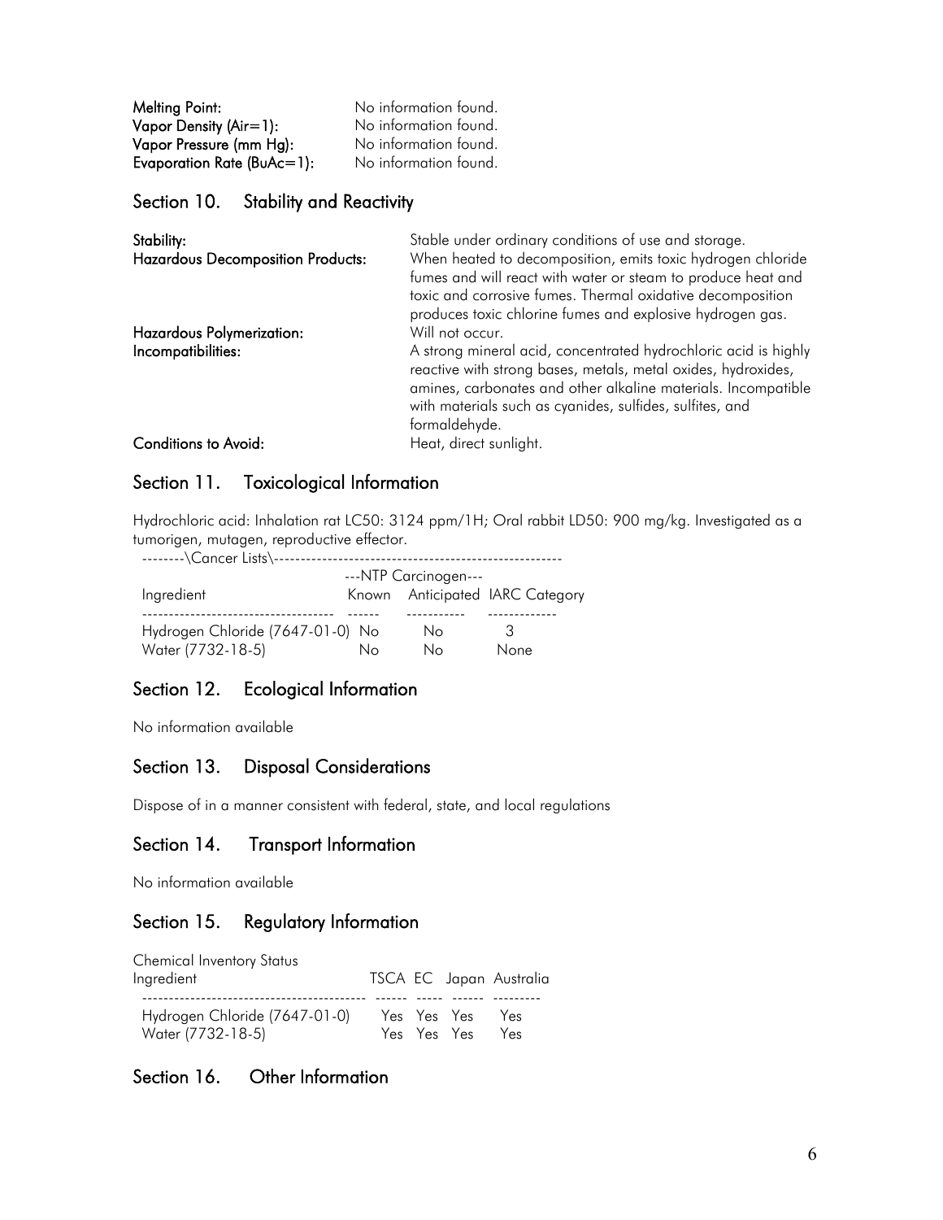| | |
|---|---|
| **Melting Point:** | No information found. |
| **Vapor Density (Air=1):** | No information found. |
| **Vapor Pressure (mm Hg):** | No information found. |
| **Evaporation Rate (BuAc=1):** | No information found. |

## Section 10. Stability and Reactivity

| | |
|---|---|
| **Stability:** | Stable under ordinary conditions of use and storage. |
| **Hazardous Decomposition Products:** | When heated to decomposition, emits toxic hydrogen chloride fumes and will react with water or steam to produce heat and toxic and corrosive fumes. Thermal oxidative decomposition produces toxic chlorine fumes and explosive hydrogen gas. |
| **Hazardous Polymerization:** | Will not occur. |
| **Incompatibilities:** | A strong mineral acid, concentrated hydrochloric acid is highly reactive with strong bases, metals, metal oxides, hydroxides, amines, carbonates and other alkaline materials. Incompatible with materials such as cyanides, sulfides, sulfites, and formaldehyde. |
| **Conditions to Avoid:** | Heat, direct sunlight. |

## Section 11. Toxicological Information

Hydrochloric acid: Inhalation rat LC50: 3124 ppm/1H; Oral rabbit LD50: 900 mg/kg. Investigated as a tumorigen, mutagen, reproductive effector.

--------\Cancer Lists\------------------------------------------------------

| | ---NTP Carcinogen--- | | |
|---|---|---|---|
| Ingredient | Known | Anticipated | IARC Category |
| Hydrogen Chloride (7647-01-0) | No | No | 3 |
| Water (7732-18-5) | No | No | None |

## Section 12. Ecological Information

No information available

## Section 13. Disposal Considerations

Dispose of in a manner consistent with federal, state, and local regulations

## Section 14. Transport Information

No information available

## Section 15. Regulatory Information

Chemical Inventory Status

| Ingredient | TSCA | EC | Japan | Australia |
|---|---|---|---|---|
| Hydrogen Chloride (7647-01-0) | Yes | Yes | Yes | Yes |
| Water (7732-18-5) | Yes | Yes | Yes | Yes |

## Section 16. Other Information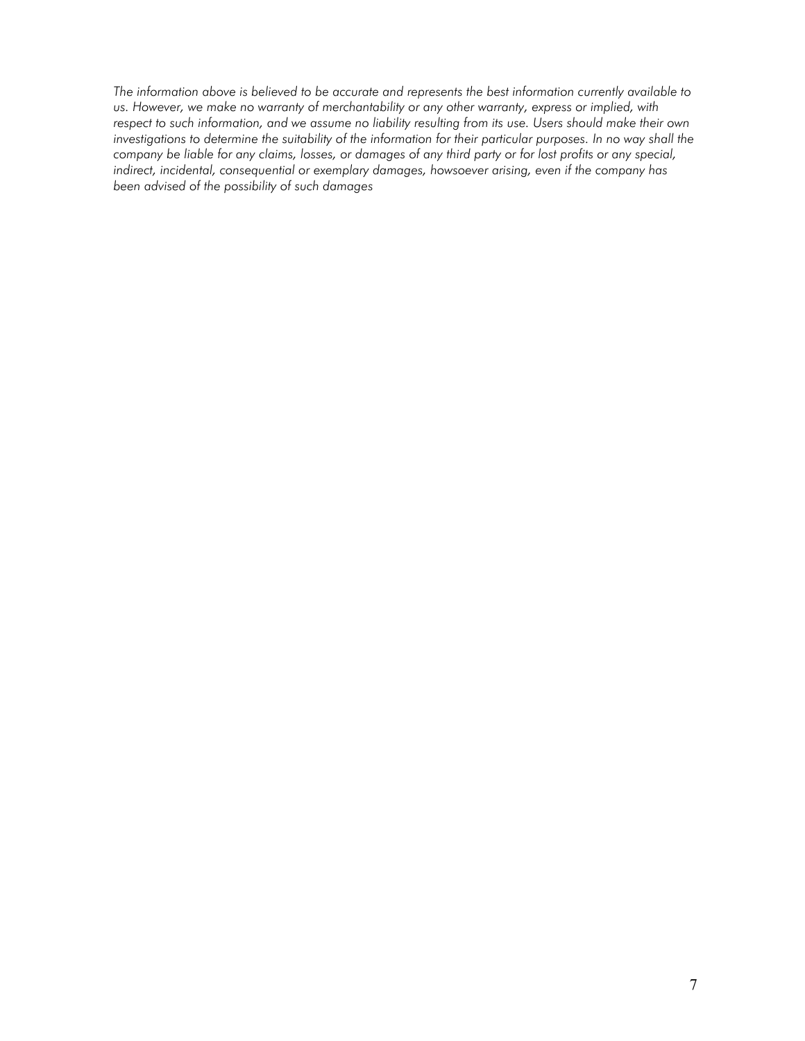*The information above is believed to be accurate and represents the best information currently available to us. However, we make no warranty of merchantability or any other warranty, express or implied, with respect to such information, and we assume no liability resulting from its use. Users should make their own investigations to determine the suitability of the information for their particular purposes. In no way shall the company be liable for any claims, losses, or damages of any third party or for lost profits or any special, indirect, incidental, consequential or exemplary damages, howsoever arising, even if the company has been advised of the possibility of such damages*